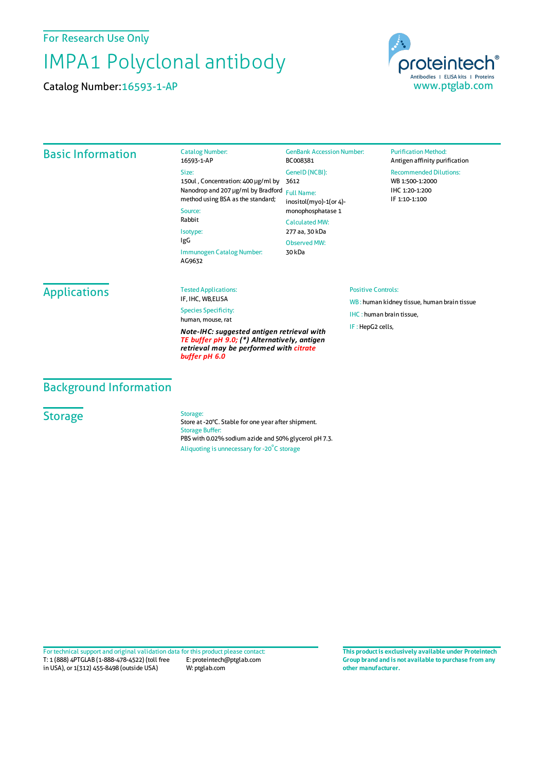For Research Use Only

# IMPA1 Polyclonal antibody

Catalog Number: 16593-1-AP

proteintech®
Antibodies | ELISA kits | Proteins
www.ptglab.com

## Basic Information

Catalog Number:
16593-1-AP

Size:
150ul , Concentration: 400 μg/ml by Nanodrop and 207 μg/ml by Bradford method using BSA as the standard;

Source:
Rabbit

Isotype:
IgG

Immunogen Catalog Number:
AG9632

GenBank Accession Number:
BC008381

GeneID (NCBI):
3612

Full Name:
inositol(myo)-1(or 4)-monophosphatase 1

Calculated MW:
277 aa, 30 kDa

Observed MW:
30 kDa

Purification Method:
Antigen affinity purification

Recommended Dilutions:
WB 1:500-1:2000
IHC 1:20-1:200
IF 1:10-1:100

## Applications

Tested Applications:
IF, IHC, WB,ELISA

Species Specificity:
human, mouse, rat

***Note-IHC: suggested antigen retrieval with TE buffer pH 9.0; (\*) Alternatively, antigen retrieval may be performed with citrate buffer pH 6.0***

Positive Controls:

WB : human kidney tissue, human brain tissue

IHC : human brain tissue,

IF : HepG2 cells,

## Background Information

## Storage

Storage:
Store at -20°C. Stable for one year after shipment.

Storage Buffer:
PBS with 0.02% sodium azide and 50% glycerol pH 7.3.

Aliquoting is unnecessary for -20°C storage

For technical support and original validation data for this product please contact:
T: 1 (888) 4PTGLAB (1-888-478-4522) (toll free in USA), or 1(312) 455-8498 (outside USA)
E: proteintech@ptglab.com
W: ptglab.com

**This product is exclusively available under Proteintech Group brand and is not available to purchase from any other manufacturer.**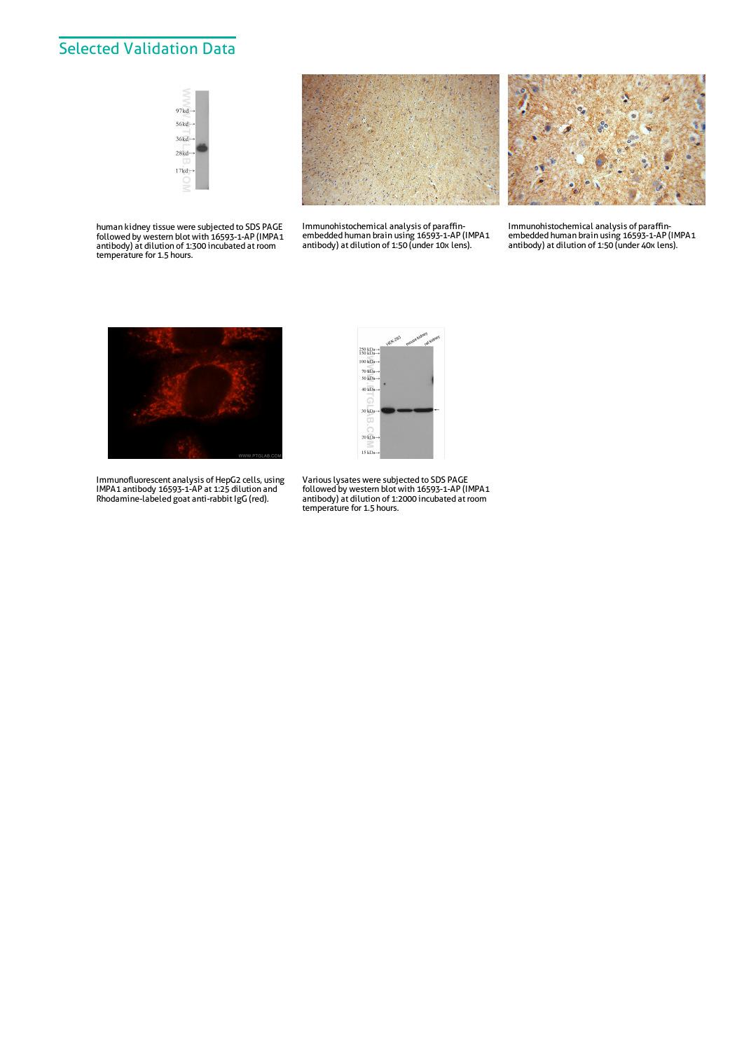## Selected Validation Data

97kd→
56kd→
36kd→
28kd→
17kd→

human kidney tissue were subjected to SDS PAGE followed by western blot with 16593-1-AP (IMPA1 antibody) at dilution of 1:300 incubated at room temperature for 1.5 hours.

Immunohistochemical analysis of paraffin-embedded human brain using 16593-1-AP (IMPA1 antibody) at dilution of 1:50 (under 10x lens).

Immunohistochemical analysis of paraffin-embedded human brain using 16593-1-AP (IMPA1 antibody) at dilution of 1:50 (under 40x lens).

Immunofluorescent analysis of HepG2 cells, using IMPA1 antibody 16593-1-AP at 1:25 dilution and Rhodamine-labeled goat anti-rabbit IgG (red).

HEK-293
mouse kidney
rat kidney
250 kDa→
150 kDa→
100 kDa→
70 kDa→
50 kDa→
40 kDa→
30 kDa→
20 kDa→
15 kDa→

Various lysates were subjected to SDS PAGE followed by western blot with 16593-1-AP (IMPA1 antibody) at dilution of 1:2000 incubated at room temperature for 1.5 hours.